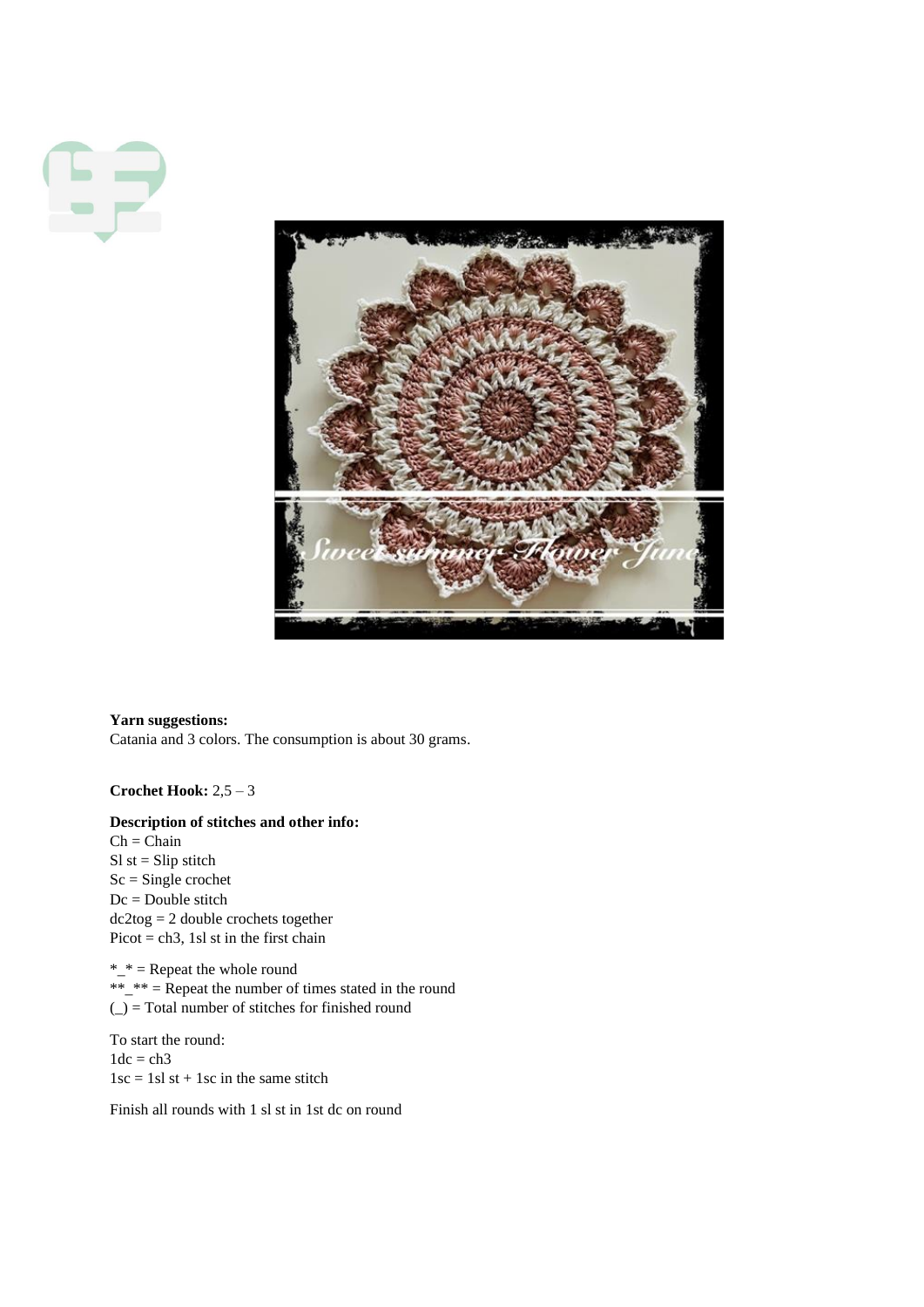**Yarn suggestions:**
Catania and 3 colors. The consumption is about 30 grams.

**Crochet Hook:** 2,5 – 3

**Description of stitches and other info:**
Ch = Chain
Sl st = Slip stitch
Sc = Single crochet
Dc = Double stitch
dc2tog = 2 double crochets together
Picot = ch3, 1sl st in the first chain

*_* = Repeat the whole round
**_** = Repeat the number of times stated in the round
(_) = Total number of stitches for finished round

To start the round:
1dc = ch3
1sc = 1sl st + 1sc in the same stitch

Finish all rounds with 1 sl st in 1st dc on round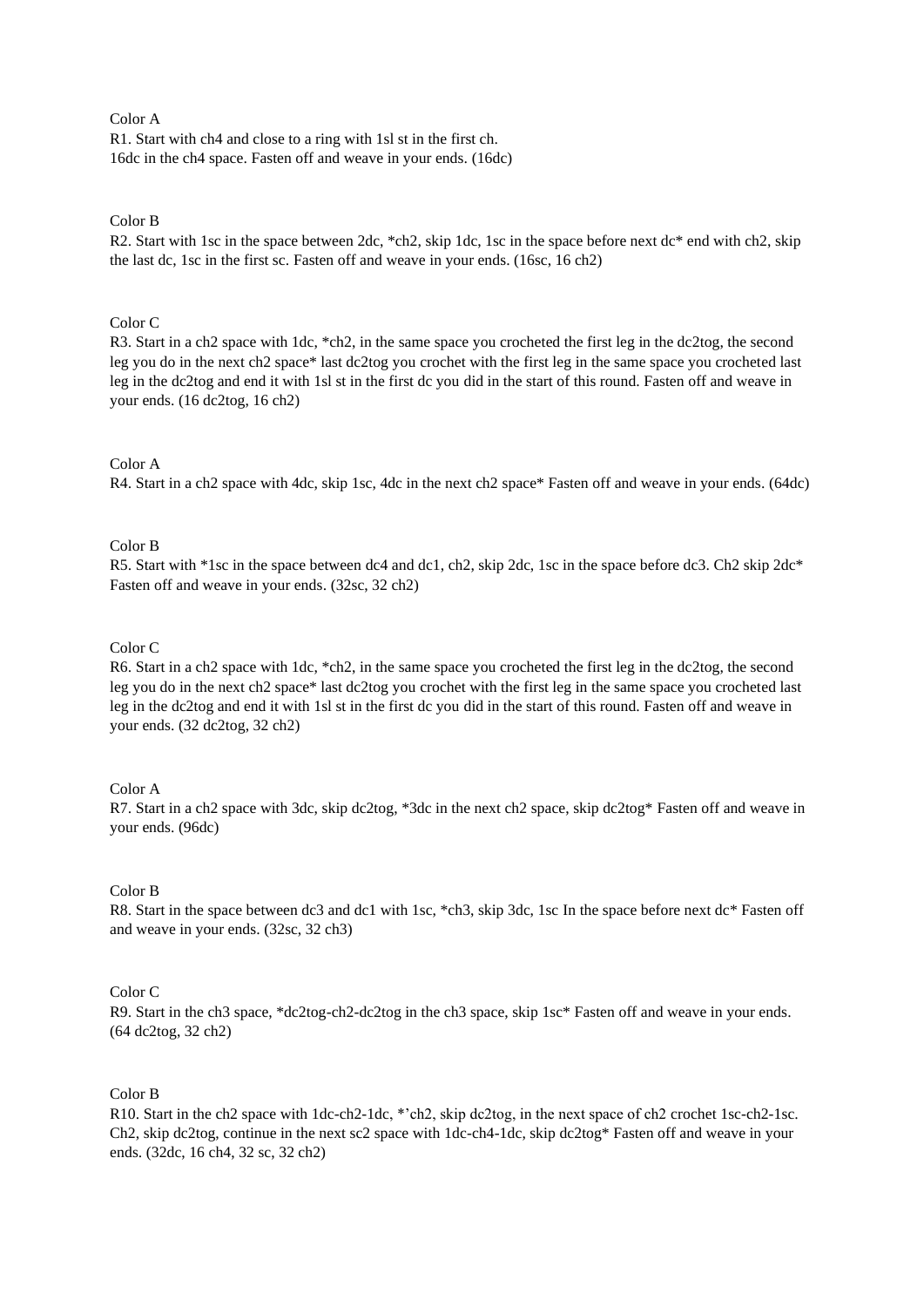Color A

R1. Start with ch4 and close to a ring with 1sl st in the first ch.
16dc in the ch4 space. Fasten off and weave in your ends. (16dc)

Color B

R2. Start with 1sc in the space between 2dc, *ch2, skip 1dc, 1sc in the space before next dc* end with ch2, skip the last dc, 1sc in the first sc. Fasten off and weave in your ends. (16sc, 16 ch2)

Color C

R3. Start in a ch2 space with 1dc, *ch2, in the same space you crocheted the first leg in the dc2tog, the second leg you do in the next ch2 space* last dc2tog you crochet with the first leg in the same space you crocheted last leg in the dc2tog and end it with 1sl st in the first dc you did in the start of this round. Fasten off and weave in your ends. (16 dc2tog, 16 ch2)

Color A

R4. Start in a ch2 space with 4dc, skip 1sc, 4dc in the next ch2 space* Fasten off and weave in your ends. (64dc)

Color B

R5. Start with *1sc in the space between dc4 and dc1, ch2, skip 2dc, 1sc in the space before dc3. Ch2 skip 2dc* Fasten off and weave in your ends. (32sc, 32 ch2)

Color C

R6. Start in a ch2 space with 1dc, *ch2, in the same space you crocheted the first leg in the dc2tog, the second leg you do in the next ch2 space* last dc2tog you crochet with the first leg in the same space you crocheted last leg in the dc2tog and end it with 1sl st in the first dc you did in the start of this round. Fasten off and weave in your ends. (32 dc2tog, 32 ch2)

Color A

R7. Start in a ch2 space with 3dc, skip dc2tog, *3dc in the next ch2 space, skip dc2tog* Fasten off and weave in your ends. (96dc)

Color B

R8. Start in the space between dc3 and dc1 with 1sc, *ch3, skip 3dc, 1sc In the space before next dc* Fasten off and weave in your ends. (32sc, 32 ch3)

Color C

R9. Start in the ch3 space, *dc2tog-ch2-dc2tog in the ch3 space, skip 1sc* Fasten off and weave in your ends. (64 dc2tog, 32 ch2)

Color B

R10. Start in the ch2 space with 1dc-ch2-1dc, *'ch2, skip dc2tog, in the next space of ch2 crochet 1sc-ch2-1sc. Ch2, skip dc2tog, continue in the next sc2 space with 1dc-ch4-1dc, skip dc2tog* Fasten off and weave in your ends. (32dc, 16 ch4, 32 sc, 32 ch2)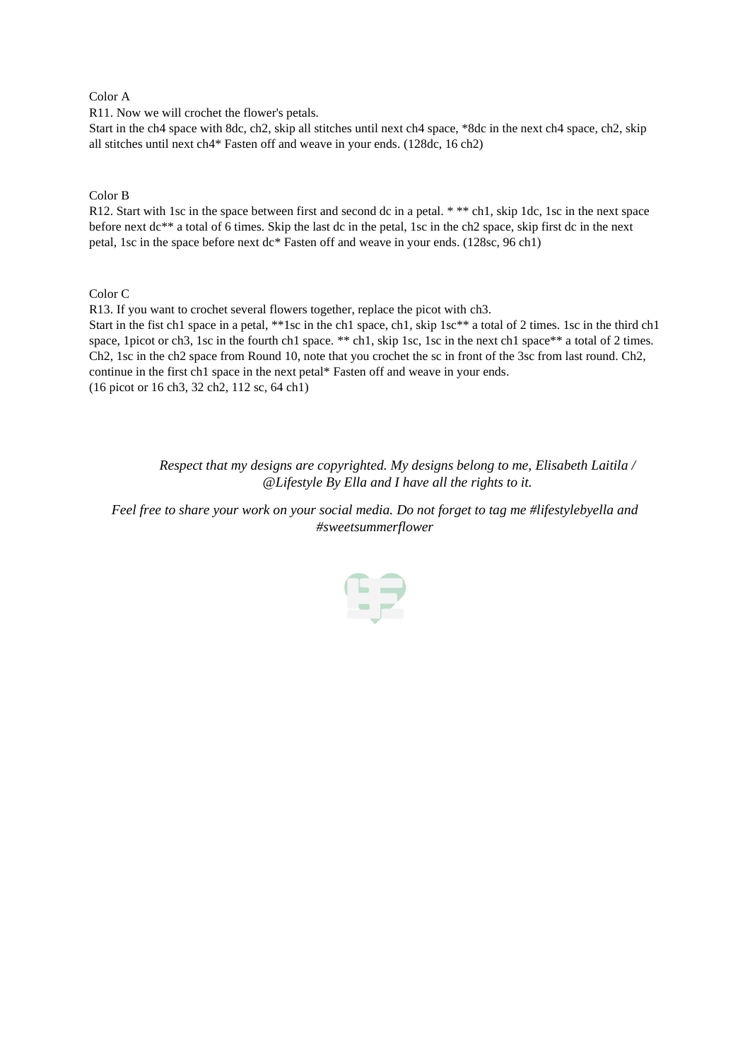Color A

R11. Now we will crochet the flower's petals.

Start in the ch4 space with 8dc, ch2, skip all stitches until next ch4 space, *8dc in the next ch4 space, ch2, skip all stitches until next ch4* Fasten off and weave in your ends. (128dc, 16 ch2)

Color B

R12. Start with 1sc in the space between first and second dc in a petal. * ** ch1, skip 1dc, 1sc in the next space before next dc** a total of 6 times. Skip the last dc in the petal, 1sc in the ch2 space, skip first dc in the next petal, 1sc in the space before next dc* Fasten off and weave in your ends. (128sc, 96 ch1)

Color C

R13. If you want to crochet several flowers together, replace the picot with ch3.

Start in the fist ch1 space in a petal, **1sc in the ch1 space, ch1, skip 1sc** a total of 2 times. 1sc in the third ch1 space, 1picot or ch3, 1sc in the fourth ch1 space. ** ch1, skip 1sc, 1sc in the next ch1 space** a total of 2 times. Ch2, 1sc in the ch2 space from Round 10, note that you crochet the sc in front of the 3sc from last round. Ch2, continue in the first ch1 space in the next petal* Fasten off and weave in your ends.

(16 picot or 16 ch3, 32 ch2, 112 sc, 64 ch1)

*Respect that my designs are copyrighted. My designs belong to me, Elisabeth Laitila / @Lifestyle By Ella and I have all the rights to it.*

*Feel free to share your work on your social media. Do not forget to tag me #lifestylebyella and #sweetsummerflower*